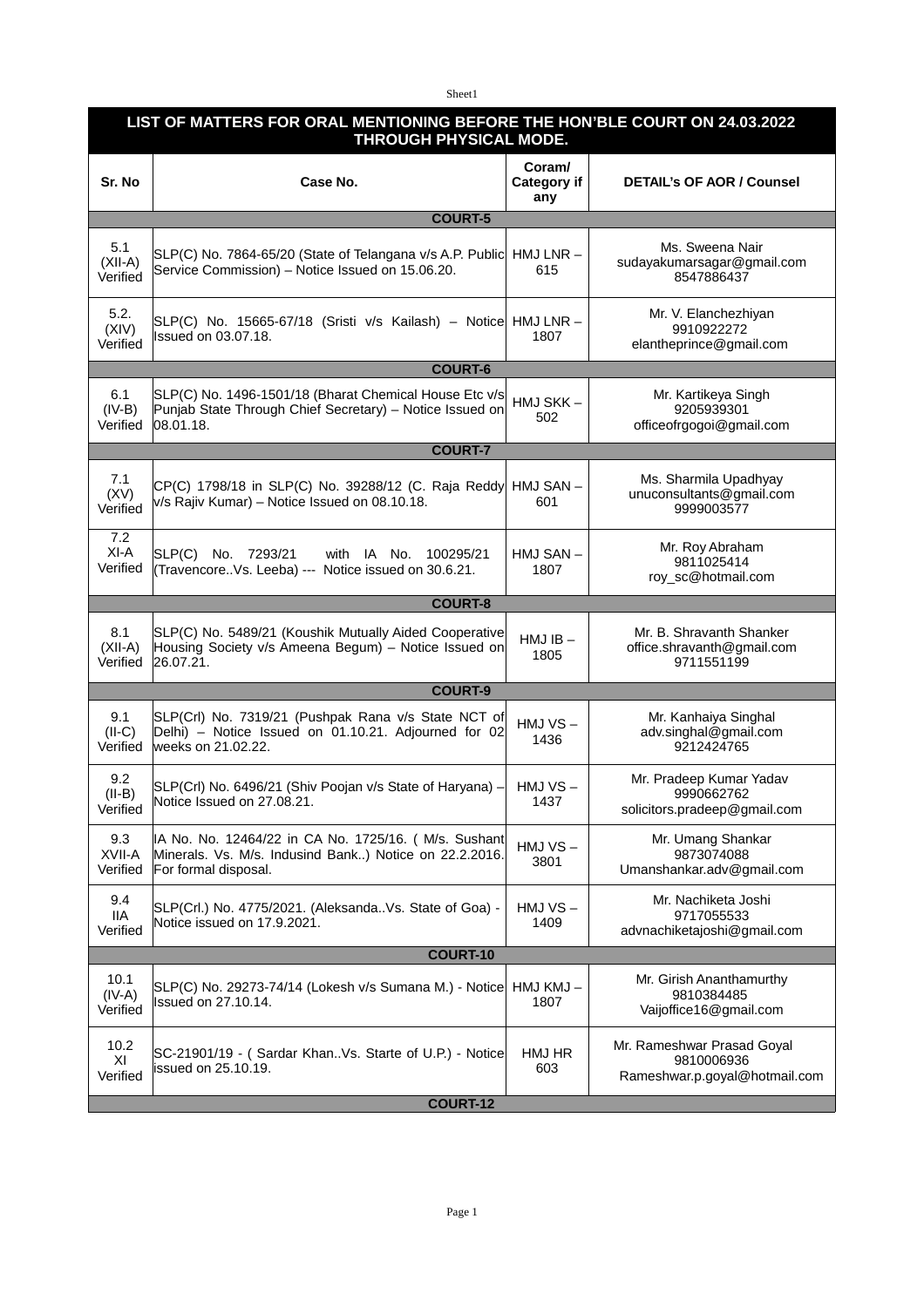## LIST OF MATTERS FOR ORAL MENTIONING BEFORE THE HON'BLE COURT ON 24.03.2022 THROUGH PHYSICAL MODE.

| Sr. No | Case No. | Coram/ Category if any | DETAIL's OF AOR / Counsel |
|---|---|---|---|
| **COURT-5** | | | |
| 5.1 (XII-A) Verified | SLP(C) No. 7864-65/20 (State of Telangana v/s A.P. Public Service Commission) – Notice Issued on 15.06.20. | HMJ LNR – 615 | Ms. Sweena Nair sudayakumarsagar@gmail.com 8547886437 |
| 5.2. (XIV) Verified | SLP(C) No. 15665-67/18 (Sristi v/s Kailash) – Notice Issued on 03.07.18. | HMJ LNR – 1807 | Mr. V. Elanchezhiyan 9910922272 elantheprince@gmail.com |
| **COURT-6** | | | |
| 6.1 (IV-B) Verified | SLP(C) No. 1496-1501/18 (Bharat Chemical House Etc v/s Punjab State Through Chief Secretary) – Notice Issued on 08.01.18. | HMJ SKK – 502 | Mr. Kartikeya Singh 9205939301 officeofrgogoi@gmail.com |
| **COURT-7** | | | |
| 7.1 (XV) Verified | CP(C) 1798/18 in SLP(C) No. 39288/12 (C. Raja Reddy v/s Rajiv Kumar) – Notice Issued on 08.10.18. | HMJ SAN – 601 | Ms. Sharmila Upadhyay unuconsultants@gmail.com 9999003577 |
| 7.2 XI-A Verified | SLP(C) No. 7293/21 with IA No. 100295/21 (Travencore..Vs. Leeba) --- Notice issued on 30.6.21. | HMJ SAN – 1807 | Mr. Roy Abraham 9811025414 roy_sc@hotmail.com |
| **COURT-8** | | | |
| 8.1 (XII-A) Verified | SLP(C) No. 5489/21 (Koushik Mutually Aided Cooperative Housing Society v/s Ameena Begum) – Notice Issued on 26.07.21. | HMJ IB – 1805 | Mr. B. Shravanth Shanker office.shravanth@gmail.com 9711551199 |
| **COURT-9** | | | |
| 9.1 (II-C) Verified | SLP(Crl) No. 7319/21 (Pushpak Rana v/s State NCT of Delhi) – Notice Issued on 01.10.21. Adjourned for 02 weeks on 21.02.22. | HMJ VS – 1436 | Mr. Kanhaiya Singhal adv.singhal@gmail.com 9212424765 |
| 9.2 (II-B) Verified | SLP(Crl) No. 6496/21 (Shiv Poojan v/s State of Haryana) – Notice Issued on 27.08.21. | HMJ VS – 1437 | Mr. Pradeep Kumar Yadav 9990662762 solicitors.pradeep@gmail.com |
| 9.3 XVII-A Verified | IA No. No. 12464/22 in CA No. 1725/16. ( M/s. Sushant Minerals. Vs. M/s. Indusind Bank..) Notice on 22.2.2016. For formal disposal. | HMJ VS – 3801 | Mr. Umang Shankar 9873074088 Umanshankar.adv@gmail.com |
| 9.4 IIA Verified | SLP(Crl.) No. 4775/2021. (Aleksanda..Vs. State of Goa) - Notice issued on 17.9.2021. | HMJ VS – 1409 | Mr. Nachiketa Joshi 9717055533 advnachiketajoshi@gmail.com |
| **COURT-10** | | | |
| 10.1 (IV-A) Verified | SLP(C) No. 29273-74/14 (Lokesh v/s Sumana M.) - Notice Issued on 27.10.14. | HMJ KMJ – 1807 | Mr. Girish Ananthamurthy 9810384485 Vaijoffice16@gmail.com |
| 10.2 XI Verified | SC-21901/19 - ( Sardar Khan..Vs. Starte of U.P.) - Notice issued on 25.10.19. | HMJ HR 603 | Mr. Rameshwar Prasad Goyal 9810006936 Rameshwar.p.goyal@hotmail.com |
| **COURT-12** | | | |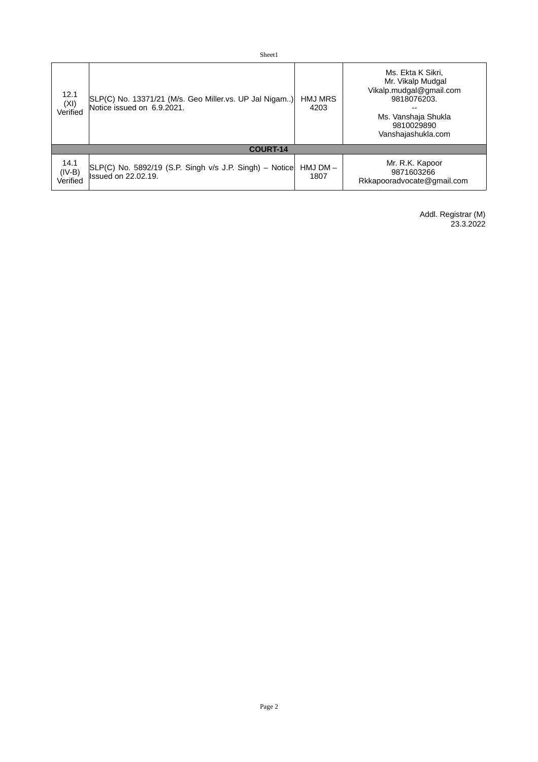| | | | |
|---|---|---|---|
| 12.1 (XI) Verified | SLP(C) No. 13371/21 (M/s. Geo Miller.vs. UP Jal Nigam..) Notice issued on 6.9.2021. | HMJ MRS 4203 | Ms. Ekta K Sikri, Mr. Vikalp Mudgal Vikalp.mudgal@gmail.com 9818076203. -- Ms. Vanshaja Shukla 9810029890 Vanshajashukla.com |
| **COURT-14** | | | |
| 14.1 (IV-B) Verified | SLP(C) No. 5892/19 (S.P. Singh v/s J.P. Singh) – Notice Issued on 22.02.19. | HMJ DM – 1807 | Mr. R.K. Kapoor 9871603266 Rkkapooradvocate@gmail.com |

Addl. Registrar (M)
23.3.2022